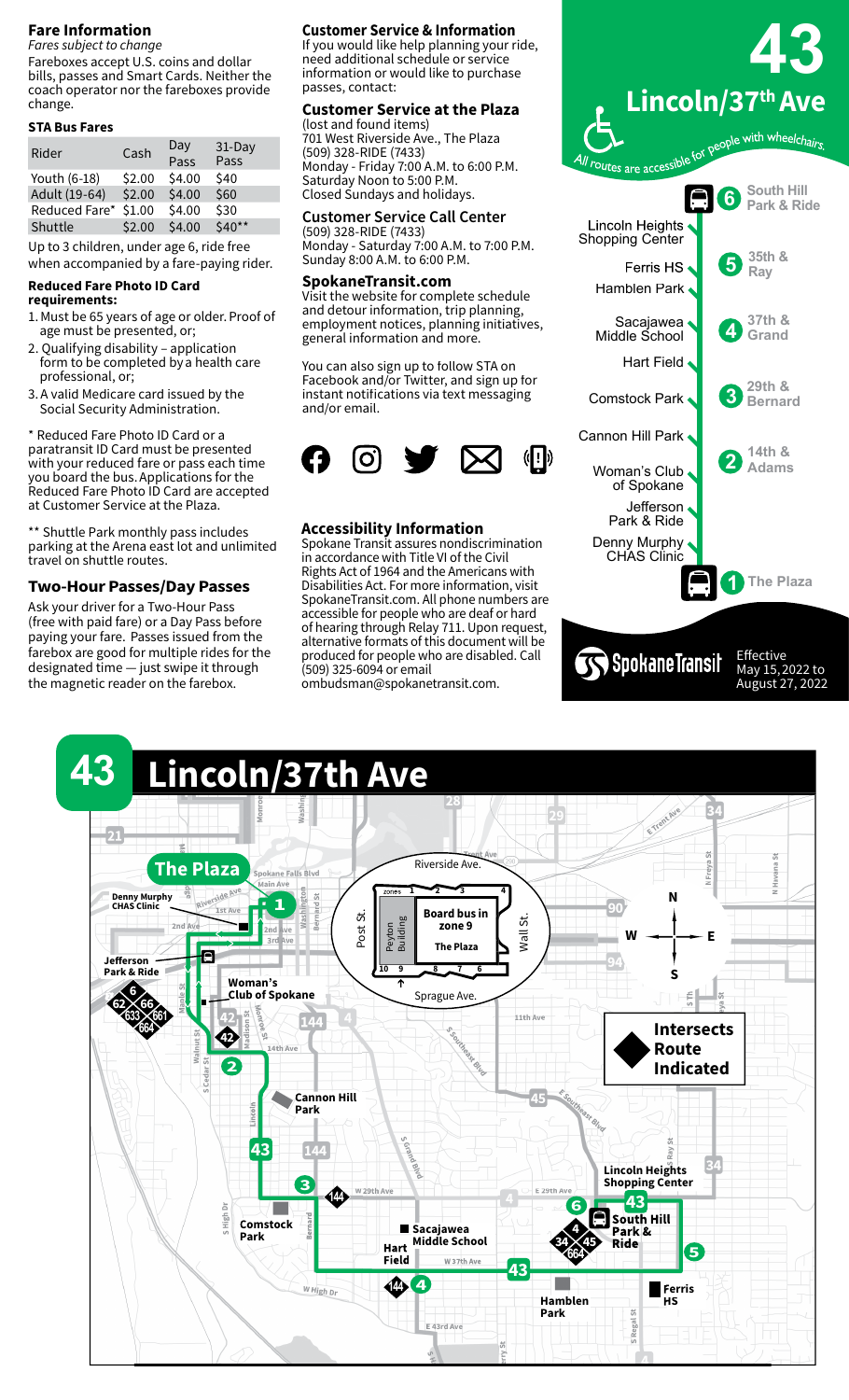## Fare Information

*Fares subject to change*

Fareboxes accept U.S. coins and dollar bills, passes and Smart Cards. Neither the coach operator nor the fareboxes provide change.

### STA Bus Fares

| Rider | Cash | Day Pass | 31-Day Pass |
|---|---|---|---|
| Youth (6-18) | $2.00 | $4.00 | $40 |
| Adult (19-64) | $2.00 | $4.00 | $60 |
| Reduced Fare* | $1.00 | $4.00 | $30 |
| Shuttle | $2.00 | $4.00 | $40** |

Up to 3 children, under age 6, ride free when accompanied by a fare-paying rider.

**Reduced Fare Photo ID Card requirements:**

1. Must be 65 years of age or older. Proof of age must be presented, or;
2. Qualifying disability – application form to be completed by a health care professional, or;
3. A valid Medicare card issued by the Social Security Administration.

* Reduced Fare Photo ID Card or a paratransit ID Card must be presented with your reduced fare or pass each time you board the bus. Applications for the Reduced Fare Photo ID Card are accepted at Customer Service at the Plaza.

** Shuttle Park monthly pass includes parking at the Arena east lot and unlimited travel on shuttle routes.

### Two-Hour Passes/Day Passes

Ask your driver for a Two-Hour Pass (free with paid fare) or a Day Pass before paying your fare. Passes issued from the farebox are good for multiple rides for the designated time — just swipe it through the magnetic reader on the farebox.

## Customer Service & Information

If you would like help planning your ride, need additional schedule or service information or would like to purchase passes, contact:

### Customer Service at the Plaza

(lost and found items)
701 West Riverside Ave., The Plaza
(509) 328-RIDE (7433)
Monday - Friday 7:00 A.M. to 6:00 P.M.
Saturday Noon to 5:00 P.M.
Closed Sundays and holidays.

### Customer Service Call Center

(509) 328-RIDE (7433)
Monday - Saturday 7:00 A.M. to 7:00 P.M.
Sunday 8:00 A.M. to 6:00 P.M.

### SpokaneTransit.com

Visit the website for complete schedule and detour information, trip planning, employment notices, parking initiatives, general information and more.

You can also sign up to follow STA on Facebook and/or Twitter, and sign up for instant notifications via text messaging and/or email.

### Accessibility Information

Spokane Transit assures nondiscrimination in accordance with Title VI of the Civil Rights Act of 1964 and the Americans with Disabilities Act. For more information, visit SpokaneTransit.com. All phone numbers are accessible for people who are deaf or hard of hearing through Relay 711. Upon request, alternative formats of this document will be produced for people who are disabled. Call (509) 325-6094 or email ombudsman@spokanetransit.com.

# 43 Lincoln/37th Ave

*All routes are accessible for people with wheelchairs.*

- 6 South Hill Park & Ride
- Lincoln Heights Shopping Center
- 5 35th & Ray
- Ferris HS
- Hamblen Park
- 4 37th & Grand
- Sacajawea Middle School
- Hart Field
- 3 29th & Bernard
- Comstock Park
- Cannon Hill Park
- 2 14th & Adams
- Woman's Club of Spokane
- Jefferson Park & Ride
- Denny Murphy CHAS Clinic
- 1 The Plaza

SpokaneTransit

Effective May 15, 2022 to August 27, 2022

# 43 Lincoln/37th Ave

The Plaza — Board bus in zone 9

Intersects Route Indicated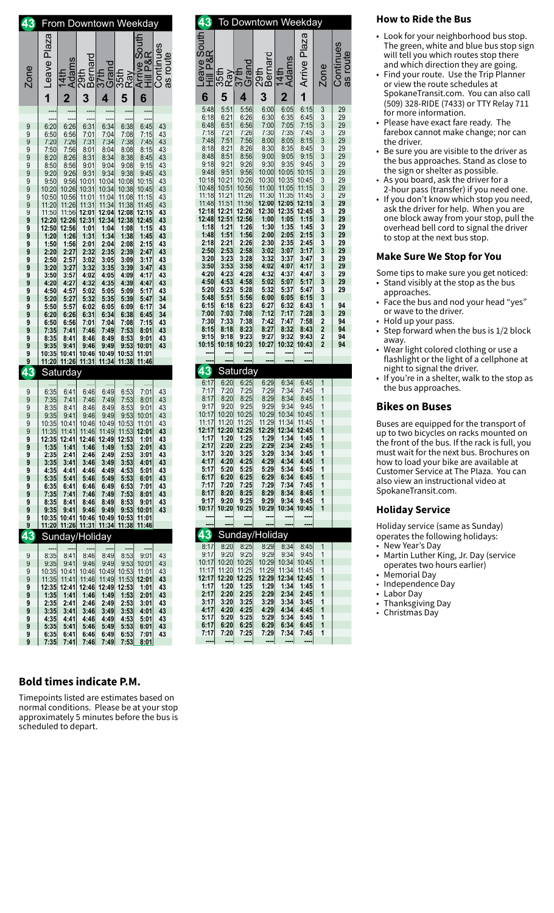## 43 From Downtown Weekday

| Zone | Leave Plaza (1) | 14th Adams (2) | 29th Bernard (3) | 37th Grand (4) | 35th Ray (5) | Arrive South Hill P&R (6) | Continues as route |
|---|---|---|---|---|---|---|---|
| | ---- | ---- | ---- | ---- | ---- | ---- | |
| | ---- | ---- | ---- | ---- | ---- | ---- | |
| 9 | 6:20 | 6:26 | 6:31 | 6:34 | 6:38 | 6:45 | 43 |
| 9 | 6:50 | 6:56 | 7:01 | 7:04 | 7:08 | 7:15 | 43 |
| 9 | 7:20 | 7:26 | 7:31 | 7:34 | 7:38 | 7:45 | 43 |
| 9 | 7:50 | 7:56 | 8:01 | 8:04 | 8:08 | 8:15 | 43 |
| 9 | 8:20 | 8:26 | 8:31 | 8:34 | 8:38 | 8:45 | 43 |
| 9 | 8:50 | 8:56 | 9:01 | 9:04 | 9:08 | 9:15 | 43 |
| 9 | 9:20 | 9:26 | 9:31 | 9:34 | 9:38 | 9:45 | 43 |
| 9 | 9:50 | 9:56 | 10:01 | 10:04 | 10:08 | 10:15 | 43 |
| 9 | 10:20 | 10:26 | 10:31 | 10:34 | 10:38 | 10:45 | 43 |
| 9 | 10:50 | 10:56 | 11:01 | 11:04 | 11:08 | 11:15 | 43 |
| 9 | 11:20 | 11:26 | 11:31 | 11:34 | 11:38 | 11:45 | 43 |
| 9 | 11:50 | 11:56 | **12:01** | **12:04** | **12:08** | **12:15** | 43 |
| 9 | **12:20** | **12:26** | **12:31** | **12:34** | **12:38** | **12:45** | 43 |
| 9 | **12:50** | **12:56** | **1:01** | **1:04** | **1:08** | **1:15** | 43 |
| 9 | **1:20** | **1:26** | **1:31** | **1:34** | **1:38** | **1:45** | 43 |
| 9 | **1:50** | **1:56** | **2:01** | **2:04** | **2:08** | **2:15** | 43 |
| 9 | **2:20** | **2:27** | **2:32** | **2:35** | **2:39** | **2:47** | 43 |
| 9 | **2:50** | **2:57** | **3:02** | **3:05** | **3:09** | **3:17** | 43 |
| 9 | **3:20** | **3:27** | **3:32** | **3:35** | **3:39** | **3:47** | 43 |
| 9 | **3:50** | **3:57** | **4:02** | **4:05** | **4:09** | **4:17** | 43 |
| 9 | **4:20** | **4:27** | **4:32** | **4:35** | **4:39** | **4:47** | 43 |
| 9 | **4:50** | **4:57** | **5:02** | **5:05** | **5:09** | **5:17** | 43 |
| 9 | **5:20** | **5:27** | **5:32** | **5:35** | **5:39** | **5:47** | 34 |
| 9 | **5:50** | **5:57** | **6:02** | **6:05** | **6:09** | **6:17** | 34 |
| 9 | **6:20** | **6:26** | **6:31** | **6:34** | **6:38** | **6:45** | 34 |
| 9 | **6:50** | **6:56** | **7:01** | **7:04** | **7:08** | **7:15** | 43 |
| 9 | **7:35** | **7:41** | **7:46** | **7:49** | **7:53** | **8:01** | 43 |
| 9 | **8:35** | **8:41** | **8:46** | **8:49** | **8:53** | **9:01** | 43 |
| 9 | **9:35** | **9:41** | **9:46** | **9:49** | **9:53** | **10:01** | 43 |
| 9 | **10:35** | **10:41** | **10:46** | **10:49** | **10:53** | **11:01** | |
| 9 | **11:20** | **11:26** | **11:31** | **11:34** | **11:38** | **11:46** | |

## 43 Saturday

| Zone | Leave Plaza (1) | 14th Adams (2) | 29th Bernard (3) | 37th Grand (4) | 35th Ray (5) | Arrive South Hill P&R (6) | Continues as route |
|---|---|---|---|---|---|---|---|
| | ---- | ---- | ---- | ---- | ---- | ---- | |
| 9 | 6:35 | 6:41 | 6:46 | 6:49 | 6:53 | 7:01 | 43 |
| 9 | 7:35 | 7:41 | 7:46 | 7:49 | 7:53 | 8:01 | 43 |
| 9 | 8:35 | 8:41 | 8:46 | 8:49 | 8:53 | 9:01 | 43 |
| 9 | 9:35 | 9:41 | 9:46 | 9:49 | 9:53 | 10:01 | 43 |
| 9 | 10:35 | 10:41 | 10:46 | 10:49 | 10:53 | 11:01 | 43 |
| 9 | 11:35 | 11:41 | 11:46 | 11:49 | 11:53 | **12:01** | 43 |
| 9 | **12:35** | **12:41** | **12:46** | **12:49** | **12:53** | **1:01** | 43 |
| 9 | **1:35** | **1:41** | **1:46** | **1:49** | **1:53** | **2:01** | 43 |
| 9 | **2:35** | **2:41** | **2:46** | **2:49** | **2:53** | **3:01** | 43 |
| 9 | **3:35** | **3:41** | **3:46** | **3:49** | **3:53** | **4:01** | 43 |
| 9 | **4:35** | **4:41** | **4:46** | **4:49** | **4:53** | **5:01** | 43 |
| 9 | **5:35** | **5:41** | **5:46** | **5:49** | **5:53** | **6:01** | 43 |
| 9 | **6:35** | **6:41** | **6:46** | **6:49** | **6:53** | **7:01** | 43 |
| 9 | **7:35** | **7:41** | **7:46** | **7:49** | **7:53** | **8:01** | 43 |
| 9 | **8:35** | **8:41** | **8:46** | **8:49** | **8:53** | **9:01** | 43 |
| 9 | **9:35** | **9:41** | **9:46** | **9:49** | **9:53** | **10:01** | 43 |
| 9 | **10:35** | **10:41** | **10:46** | **10:49** | **10:53** | **11:01** | |
| 9 | **11:20** | **11:26** | **11:31** | **11:34** | **11:38** | **11:46** | |

## 43 Sunday/Holiday

| Zone | Leave Plaza (1) | 14th Adams (2) | 29th Bernard (3) | 37th Grand (4) | 35th Ray (5) | Arrive South Hill P&R (6) | Continues as route |
|---|---|---|---|---|---|---|---|
| | ---- | ---- | ---- | ---- | ---- | ---- | |
| 9 | 8:35 | 8:41 | 8:46 | 8:49 | 8:53 | 9:01 | 43 |
| 9 | 9:35 | 9:41 | 9:46 | 9:49 | 9:53 | 10:01 | 43 |
| 9 | 10:35 | 10:41 | 10:46 | 10:49 | 10:53 | 11:01 | 43 |
| 9 | 11:35 | 11:41 | 11:46 | 11:49 | 11:53 | **12:01** | 43 |
| 9 | **12:35** | **12:41** | **12:46** | **12:49** | **12:53** | **1:01** | 43 |
| 9 | **1:35** | **1:41** | **1:46** | **1:49** | **1:53** | **2:01** | 43 |
| 9 | **2:35** | **2:41** | **2:46** | **2:49** | **2:53** | **3:01** | 43 |
| 9 | **3:35** | **3:41** | **3:46** | **3:49** | **3:53** | **4:01** | 43 |
| 9 | **4:35** | **4:41** | **4:46** | **4:49** | **4:53** | **5:01** | 43 |
| 9 | **5:35** | **5:41** | **5:46** | **5:49** | **5:53** | **6:01** | 43 |
| 9 | **6:35** | **6:41** | **6:46** | **6:49** | **6:53** | **7:01** | 43 |
| 9 | **7:35** | **7:41** | **7:46** | **7:49** | **7:53** | **8:01** | |

## 43 To Downtown Weekday

| Leave South Hill P&R (6) | 35th Ray (5) | 37th Grand (4) | 29th Bernard (3) | 14th Adams (2) | Arrive Plaza (1) | Zone | Continues as route |
|---|---|---|---|---|---|---|---|
| 5:48 | 5:51 | 5:56 | 6:00 | 6:05 | 6:15 | 3 | 29 |
| 6:18 | 6:21 | 6:26 | 6:30 | 6:35 | 6:45 | 3 | 29 |
| 6:48 | 6:51 | 6:56 | 7:00 | 7:05 | 7:15 | 3 | 29 |
| 7:18 | 7:21 | 7:26 | 7:30 | 7:35 | 7:45 | 3 | 29 |
| 7:48 | 7:51 | 7:56 | 8:00 | 8:05 | 8:15 | 3 | 29 |
| 8:18 | 8:21 | 8:26 | 8:30 | 8:35 | 8:45 | 3 | 29 |
| 8:48 | 8:51 | 8:56 | 9:00 | 9:05 | 9:15 | 3 | 29 |
| 9:18 | 9:21 | 9:26 | 9:30 | 9:35 | 9:45 | 3 | 29 |
| 9:48 | 9:51 | 9:56 | 10:00 | 10:05 | 10:15 | 3 | 29 |
| 10:18 | 10:21 | 10:26 | 10:30 | 10:35 | 10:45 | 3 | 29 |
| 10:48 | 10:51 | 10:56 | 11:00 | 11:05 | 11:15 | 3 | 29 |
| 11:18 | 11:21 | 11:26 | 11:30 | 11:35 | 11:45 | 3 | 29 |
| 11:48 | 11:51 | 11:56 | **12:00** | **12:05** | **12:15** | 3 | 29 |
| **12:18** | **12:21** | **12:26** | **12:30** | **12:35** | **12:45** | 3 | 29 |
| **12:48** | **12:51** | **12:56** | **1:00** | **1:05** | **1:15** | 3 | 29 |
| **1:18** | **1:21** | **1:26** | **1:30** | **1:35** | **1:45** | 3 | 29 |
| **1:48** | **1:51** | **1:56** | **2:00** | **2:05** | **2:15** | 3 | 29 |
| **2:18** | **2:21** | **2:26** | **2:30** | **2:35** | **2:45** | 3 | 29 |
| **2:50** | **2:53** | **2:58** | **3:02** | **3:07** | **3:17** | 3 | 29 |
| **3:20** | **3:23** | **3:28** | **3:32** | **3:37** | **3:47** | 3 | 29 |
| **3:50** | **3:53** | **3:58** | **4:02** | **4:07** | **4:17** | 3 | 29 |
| **4:20** | **4:23** | **4:28** | **4:32** | **4:37** | **4:47** | 3 | 29 |
| **4:50** | **4:53** | **4:58** | **5:02** | **5:07** | **5:17** | 3 | 29 |
| **5:20** | **5:23** | **5:28** | **5:32** | **5:37** | **5:47** | 3 | 29 |
| **5:48** | **5:51** | **5:56** | **6:00** | **6:05** | **6:15** | 3 | |
| **6:15** | **6:18** | **6:23** | **6:27** | **6:32** | **6:43** | 1 | 94 |
| **7:00** | **7:03** | **7:08** | **7:12** | **7:17** | **7:28** | 3 | 29 |
| **7:30** | **7:33** | **7:38** | **7:42** | **7:47** | **7:58** | 2 | 94 |
| **8:15** | **8:18** | **8:23** | **8:27** | **8:32** | **8:43** | 2 | 94 |
| **9:15** | **9:18** | **9:23** | **9:27** | **9:32** | **9:43** | 2 | 94 |
| **10:15** | **10:18** | **10:23** | **10:27** | **10:32** | **10:43** | 2 | 94 |
| ---- | ---- | ---- | ---- | ---- | ---- | | |
| ---- | ---- | ---- | ---- | ---- | ---- | | |

## 43 Saturday

| Leave South Hill P&R (6) | 35th Ray (5) | 37th Grand (4) | 29th Bernard (3) | 14th Adams (2) | Arrive Plaza (1) | Zone | Continues as route |
|---|---|---|---|---|---|---|---|
| 6:17 | 6:20 | 6:25 | 6:29 | 6:34 | 6:45 | 1 | |
| 7:17 | 7:20 | 7:25 | 7:29 | 7:34 | 7:45 | 1 | |
| 8:17 | 8:20 | 8:25 | 8:29 | 8:34 | 8:45 | 1 | |
| 9:17 | 9:20 | 9:25 | 9:29 | 9:34 | 9:45 | 1 | |
| 10:17 | 10:20 | 10:25 | 10:29 | 10:34 | 10:45 | 1 | |
| 11:17 | 11:20 | 11:25 | 11:29 | 11:34 | 11:45 | 1 | |
| **12:17** | **12:20** | **12:25** | **12:29** | **12:34** | **12:45** | 1 | |
| **1:17** | **1:20** | **1:25** | **1:29** | **1:34** | **1:45** | 1 | |
| **2:17** | **2:20** | **2:25** | **2:29** | **2:34** | **2:45** | 1 | |
| **3:17** | **3:20** | **3:25** | **3:29** | **3:34** | **3:45** | 1 | |
| **4:17** | **4:20** | **4:25** | **4:29** | **4:34** | **4:45** | 1 | |
| **5:17** | **5:20** | **5:25** | **5:29** | **5:34** | **5:45** | 1 | |
| **6:17** | **6:20** | **6:25** | **6:29** | **6:34** | **6:45** | 1 | |
| **7:17** | **7:20** | **7:25** | **7:29** | **7:34** | **7:45** | 1 | |
| **8:17** | **8:20** | **8:25** | **8:29** | **8:34** | **8:45** | 1 | |
| **9:17** | **9:20** | **9:25** | **9:29** | **9:34** | **9:45** | 1 | |
| **10:17** | **10:20** | **10:25** | **10:29** | **10:34** | **10:45** | 1 | |
| ---- | ---- | ---- | ---- | ---- | ---- | | |
| ---- | ---- | ---- | ---- | ---- | ---- | | |

## 43 Sunday/Holiday

| Leave South Hill P&R (6) | 35th Ray (5) | 37th Grand (4) | 29th Bernard (3) | 14th Adams (2) | Arrive Plaza (1) | Zone | Continues as route |
|---|---|---|---|---|---|---|---|
| 8:17 | 8:20 | 8:25 | 8:29 | 8:34 | 8:45 | 1 | |
| 9:17 | 9:20 | 9:25 | 9:29 | 9:34 | 9:45 | 1 | |
| 10:17 | 10:20 | 10:25 | 10:29 | 10:34 | 10:45 | 1 | |
| 11:17 | 11:20 | 11:25 | 11:29 | 11:34 | 11:45 | 1 | |
| **12:17** | **12:20** | **12:25** | **12:29** | **12:34** | **12:45** | 1 | |
| **1:17** | **1:20** | **1:25** | **1:29** | **1:34** | **1:45** | 1 | |
| **2:17** | **2:20** | **2:25** | **2:29** | **2:34** | **2:45** | 1 | |
| **3:17** | **3:20** | **3:25** | **3:29** | **3:34** | **3:45** | 1 | |
| **4:17** | **4:20** | **4:25** | **4:29** | **4:34** | **4:45** | 1 | |
| **5:17** | **5:20** | **5:25** | **5:29** | **5:34** | **5:45** | 1 | |
| **6:17** | **6:20** | **6:25** | **6:29** | **6:34** | **6:45** | 1 | |
| **7:17** | **7:20** | **7:25** | **7:29** | **7:34** | **7:45** | 1 | |
| ---- | ---- | ---- | ---- | ---- | ---- | | |

### Bold times indicate P.M.

Timepoints listed are estimates based on normal conditions. Please be at your stop approximately 5 minutes before the bus is scheduled to depart.

### How to Ride the Bus

- Look for your neighborhood bus stop. The green, white and blue bus stop sign will tell you which routes stop there and which direction they are going.
- Find your route. Use the Trip Planner or view the route schedules at SpokaneTransit.com. You can also call (509) 328-RIDE (7433) or TTY Relay 711 for more information.
- Please have exact fare ready. The farebox cannot make change; nor can the driver.
- Be sure you are visible to the driver as the bus approaches. Stand as close to the sign or shelter as possible.
- As you board, ask the driver for a 2-hour pass (transfer) if you need one.
- If you don't know which stop you need, ask the driver for help. When you are one block away from your stop, pull the overhead bell cord to signal the driver to stop at the next bus stop.

### Make Sure We Stop for You

Some tips to make sure you get noticed:

- Stand visibly at the stop as the bus approaches.
- Face the bus and nod your head "yes" or wave to the driver.
- Hold up your pass.
- Step forward when the bus is 1/2 block away.
- Wear light colored clothing or use a flashlight or the light of a cellphone at night to signal the driver.
- If you're in a shelter, walk to the stop as the bus approaches.

### Bikes on Buses

Buses are equipped for the transport of up to two bicycles on racks mounted on the front of the bus. If the rack is full, you must wait for the next bus. Brochures on how to load your bike are available at Customer Service at The Plaza. You can also view an instructional video at SpokaneTransit.com.

### Holiday Service

Holiday service (same as Sunday) operates the following holidays:

- New Year's Day
- Martin Luther King, Jr. Day (service operates two hours earlier)
- Memorial Day
- Independence Day
- Labor Day
- Thanksgiving Day
- Christmas Day